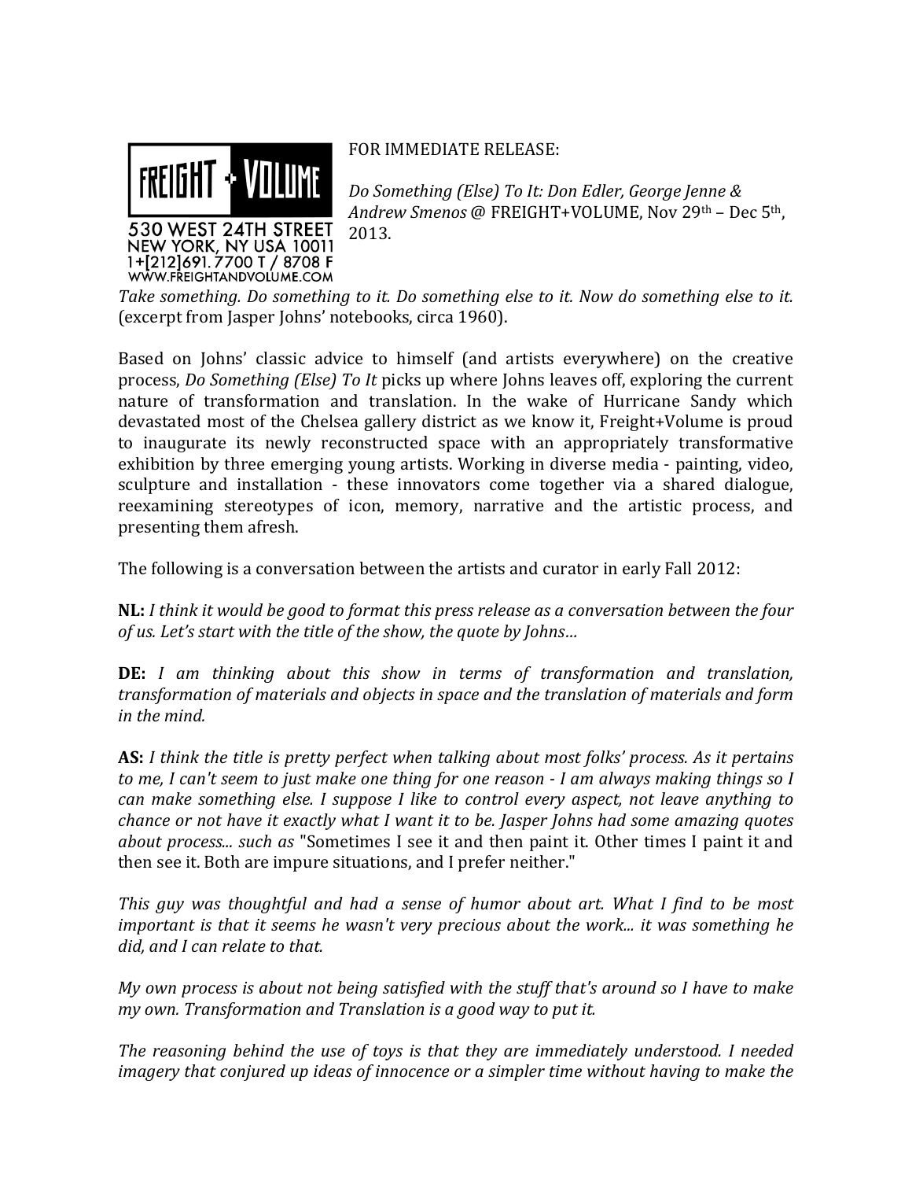FREIGHT + VOLUME
530 WEST 24TH STREET
NEW YORK, NY USA 10011
1+[212]691.7700 T / 8708 F
WWW.FREIGHTANDVOLUME.COM

FOR IMMEDIATE RELEASE:

*Do Something (Else) To It: Don Edler, George Jenne & Andrew Smenos* @ FREIGHT+VOLUME, Nov 29th – Dec 5th, 2013.

*Take something. Do something to it. Do something else to it. Now do something else to it.* (excerpt from Jasper Johns' notebooks, circa 1960).

Based on Johns' classic advice to himself (and artists everywhere) on the creative process, *Do Something (Else) To It* picks up where Johns leaves off, exploring the current nature of transformation and translation. In the wake of Hurricane Sandy which devastated most of the Chelsea gallery district as we know it, Freight+Volume is proud to inaugurate its newly reconstructed space with an appropriately transformative exhibition by three emerging young artists. Working in diverse media - painting, video, sculpture and installation - these innovators come together via a shared dialogue, reexamining stereotypes of icon, memory, narrative and the artistic process, and presenting them afresh.

The following is a conversation between the artists and curator in early Fall 2012:

**NL:** *I think it would be good to format this press release as a conversation between the four of us. Let's start with the title of the show, the quote by Johns…*

**DE:** *I am thinking about this show in terms of transformation and translation, transformation of materials and objects in space and the translation of materials and form in the mind.*

**AS:** *I think the title is pretty perfect when talking about most folks' process. As it pertains to me, I can't seem to just make one thing for one reason - I am always making things so I can make something else. I suppose I like to control every aspect, not leave anything to chance or not have it exactly what I want it to be. Jasper Johns had some amazing quotes about process... such as* "Sometimes I see it and then paint it. Other times I paint it and then see it. Both are impure situations, and I prefer neither."

*This guy was thoughtful and had a sense of humor about art. What I find to be most important is that it seems he wasn't very precious about the work... it was something he did, and I can relate to that.*

*My own process is about not being satisfied with the stuff that's around so I have to make my own. Transformation and Translation is a good way to put it.*

*The reasoning behind the use of toys is that they are immediately understood. I needed imagery that conjured up ideas of innocence or a simpler time without having to make the*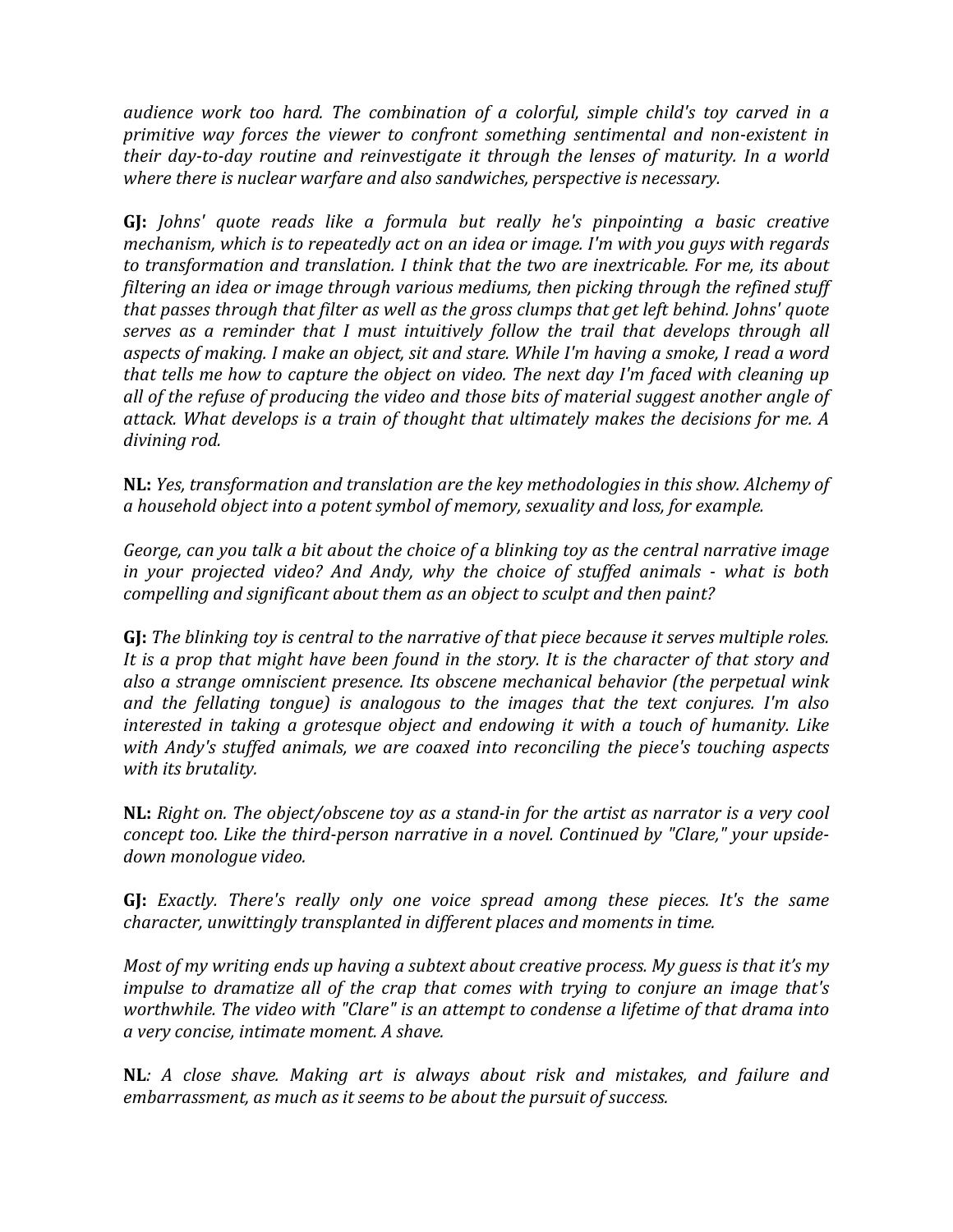*audience work too hard. The combination of a colorful, simple child's toy carved in a primitive way forces the viewer to confront something sentimental and non-existent in their day-to-day routine and reinvestigate it through the lenses of maturity. In a world where there is nuclear warfare and also sandwiches, perspective is necessary.*

**GJ:** *Johns' quote reads like a formula but really he's pinpointing a basic creative mechanism, which is to repeatedly act on an idea or image. I'm with you guys with regards to transformation and translation. I think that the two are inextricable. For me, its about filtering an idea or image through various mediums, then picking through the refined stuff that passes through that filter as well as the gross clumps that get left behind. Johns' quote serves as a reminder that I must intuitively follow the trail that develops through all aspects of making. I make an object, sit and stare. While I'm having a smoke, I read a word that tells me how to capture the object on video. The next day I'm faced with cleaning up all of the refuse of producing the video and those bits of material suggest another angle of attack. What develops is a train of thought that ultimately makes the decisions for me. A divining rod.*

**NL:** *Yes, transformation and translation are the key methodologies in this show. Alchemy of a household object into a potent symbol of memory, sexuality and loss, for example.*

*George, can you talk a bit about the choice of a blinking toy as the central narrative image in your projected video? And Andy, why the choice of stuffed animals - what is both compelling and significant about them as an object to sculpt and then paint?*

**GJ:** *The blinking toy is central to the narrative of that piece because it serves multiple roles. It is a prop that might have been found in the story. It is the character of that story and also a strange omniscient presence. Its obscene mechanical behavior (the perpetual wink and the fellating tongue) is analogous to the images that the text conjures. I'm also interested in taking a grotesque object and endowing it with a touch of humanity. Like with Andy's stuffed animals, we are coaxed into reconciling the piece's touching aspects with its brutality.*

**NL:** *Right on. The object/obscene toy as a stand-in for the artist as narrator is a very cool concept too. Like the third-person narrative in a novel. Continued by "Clare," your upside-down monologue video.*

**GJ:** *Exactly. There's really only one voice spread among these pieces. It's the same character, unwittingly transplanted in different places and moments in time.*

*Most of my writing ends up having a subtext about creative process. My guess is that it's my impulse to dramatize all of the crap that comes with trying to conjure an image that's worthwhile. The video with "Clare" is an attempt to condense a lifetime of that drama into a very concise, intimate moment. A shave.*

**NL***: A close shave. Making art is always about risk and mistakes, and failure and embarrassment, as much as it seems to be about the pursuit of success.*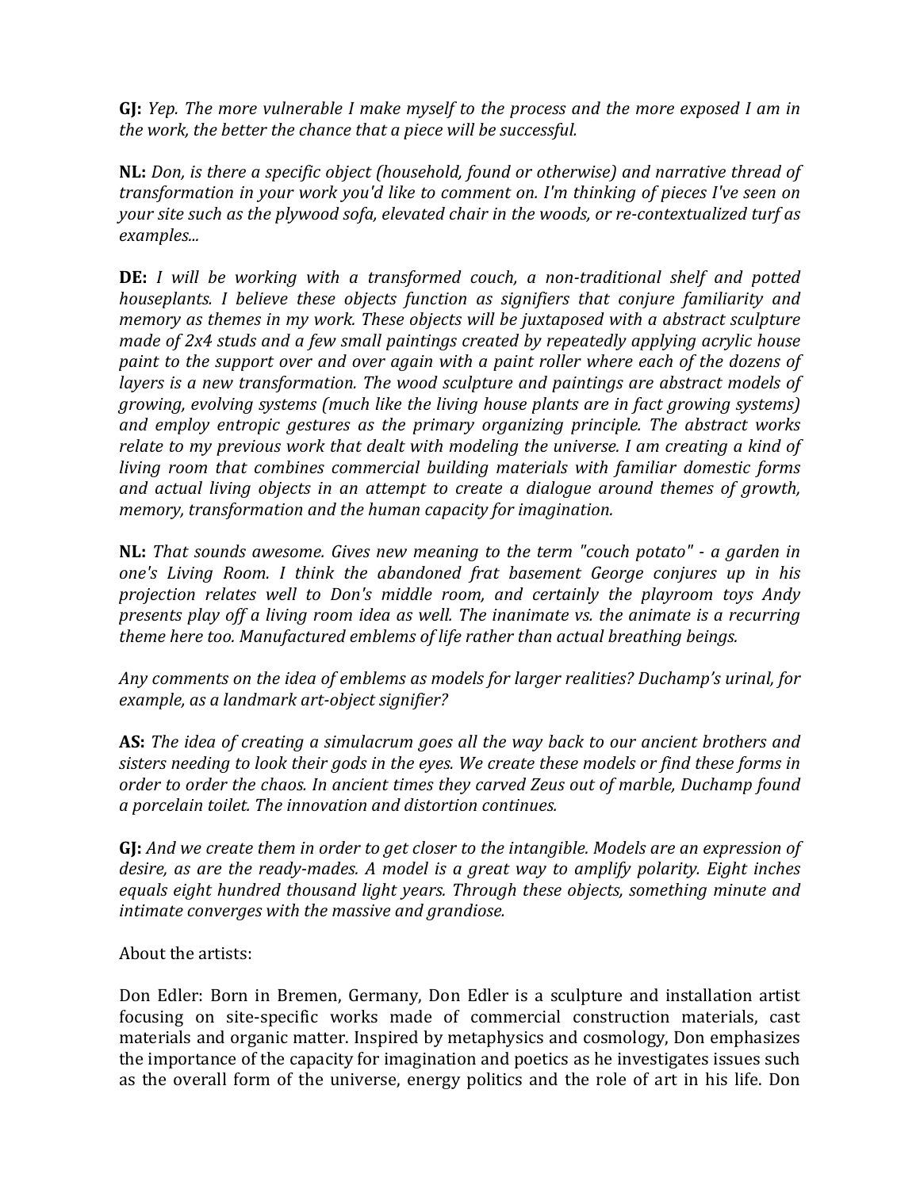**GJ:** *Yep. The more vulnerable I make myself to the process and the more exposed I am in the work, the better the chance that a piece will be successful.*

**NL:** *Don, is there a specific object (household, found or otherwise) and narrative thread of transformation in your work you'd like to comment on. I'm thinking of pieces I've seen on your site such as the plywood sofa, elevated chair in the woods, or re-contextualized turf as examples...*

**DE:** *I will be working with a transformed couch, a non-traditional shelf and potted houseplants. I believe these objects function as signifiers that conjure familiarity and memory as themes in my work. These objects will be juxtaposed with a abstract sculpture made of 2x4 studs and a few small paintings created by repeatedly applying acrylic house paint to the support over and over again with a paint roller where each of the dozens of layers is a new transformation. The wood sculpture and paintings are abstract models of growing, evolving systems (much like the living house plants are in fact growing systems) and employ entropic gestures as the primary organizing principle. The abstract works relate to my previous work that dealt with modeling the universe. I am creating a kind of living room that combines commercial building materials with familiar domestic forms and actual living objects in an attempt to create a dialogue around themes of growth, memory, transformation and the human capacity for imagination.*

**NL:** *That sounds awesome. Gives new meaning to the term "couch potato" - a garden in one's Living Room. I think the abandoned frat basement George conjures up in his projection relates well to Don's middle room, and certainly the playroom toys Andy presents play off a living room idea as well. The inanimate vs. the animate is a recurring theme here too. Manufactured emblems of life rather than actual breathing beings.*

*Any comments on the idea of emblems as models for larger realities? Duchamp's urinal, for example, as a landmark art-object signifier?*

**AS:** *The idea of creating a simulacrum goes all the way back to our ancient brothers and sisters needing to look their gods in the eyes. We create these models or find these forms in order to order the chaos. In ancient times they carved Zeus out of marble, Duchamp found a porcelain toilet. The innovation and distortion continues.*

**GJ:** *And we create them in order to get closer to the intangible. Models are an expression of desire, as are the ready-mades. A model is a great way to amplify polarity. Eight inches equals eight hundred thousand light years. Through these objects, something minute and intimate converges with the massive and grandiose.*

About the artists:

Don Edler: Born in Bremen, Germany, Don Edler is a sculpture and installation artist focusing on site-specific works made of commercial construction materials, cast materials and organic matter. Inspired by metaphysics and cosmology, Don emphasizes the importance of the capacity for imagination and poetics as he investigates issues such as the overall form of the universe, energy politics and the role of art in his life. Don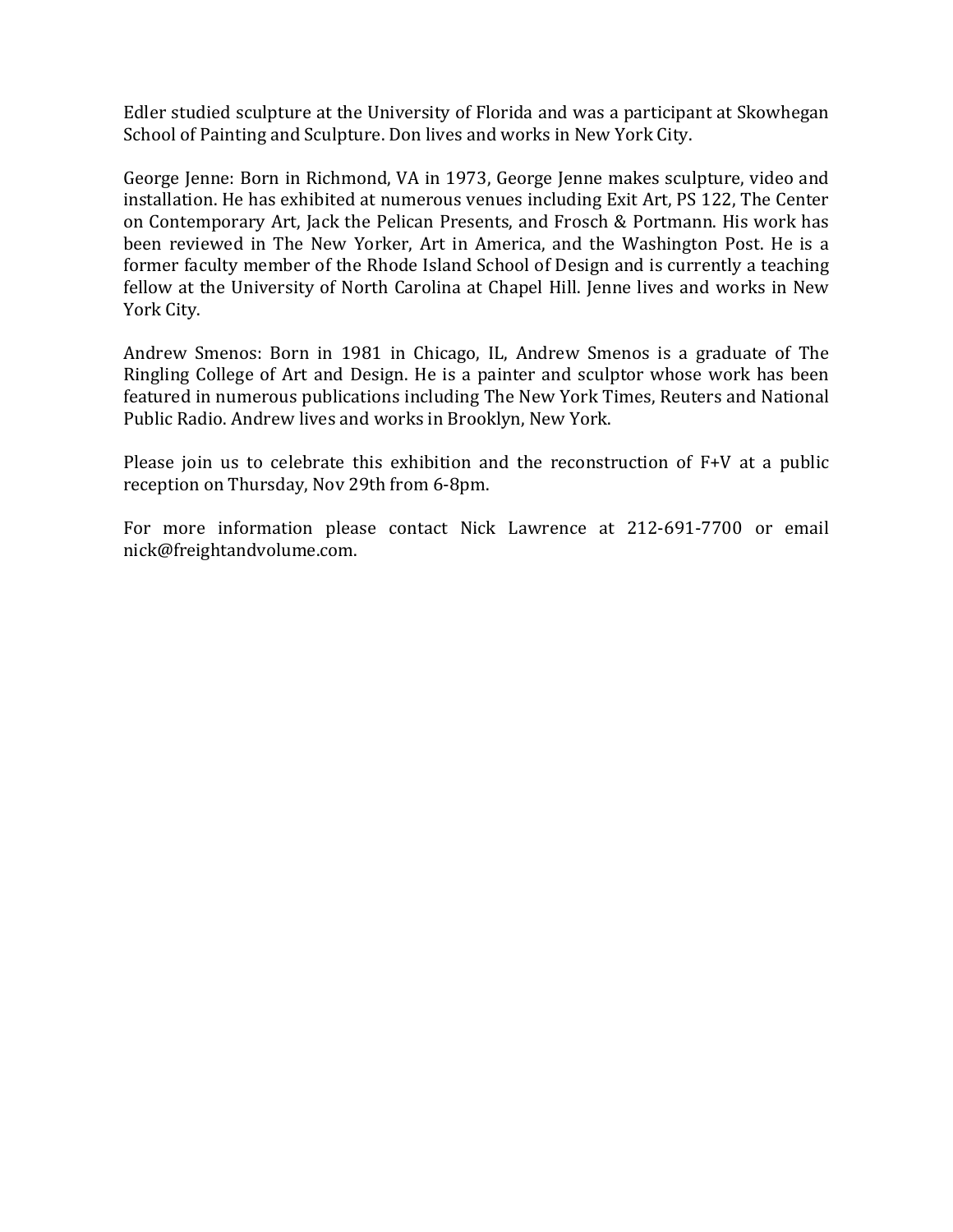Edler studied sculpture at the University of Florida and was a participant at Skowhegan School of Painting and Sculpture. Don lives and works in New York City.

George Jenne: Born in Richmond, VA in 1973, George Jenne makes sculpture, video and installation. He has exhibited at numerous venues including Exit Art, PS 122, The Center on Contemporary Art, Jack the Pelican Presents, and Frosch & Portmann. His work has been reviewed in The New Yorker, Art in America, and the Washington Post. He is a former faculty member of the Rhode Island School of Design and is currently a teaching fellow at the University of North Carolina at Chapel Hill. Jenne lives and works in New York City.

Andrew Smenos: Born in 1981 in Chicago, IL, Andrew Smenos is a graduate of The Ringling College of Art and Design. He is a painter and sculptor whose work has been featured in numerous publications including The New York Times, Reuters and National Public Radio. Andrew lives and works in Brooklyn, New York.

Please join us to celebrate this exhibition and the reconstruction of F+V at a public reception on Thursday, Nov 29th from 6-8pm.

For more information please contact Nick Lawrence at 212-691-7700 or email nick@freightandvolume.com.